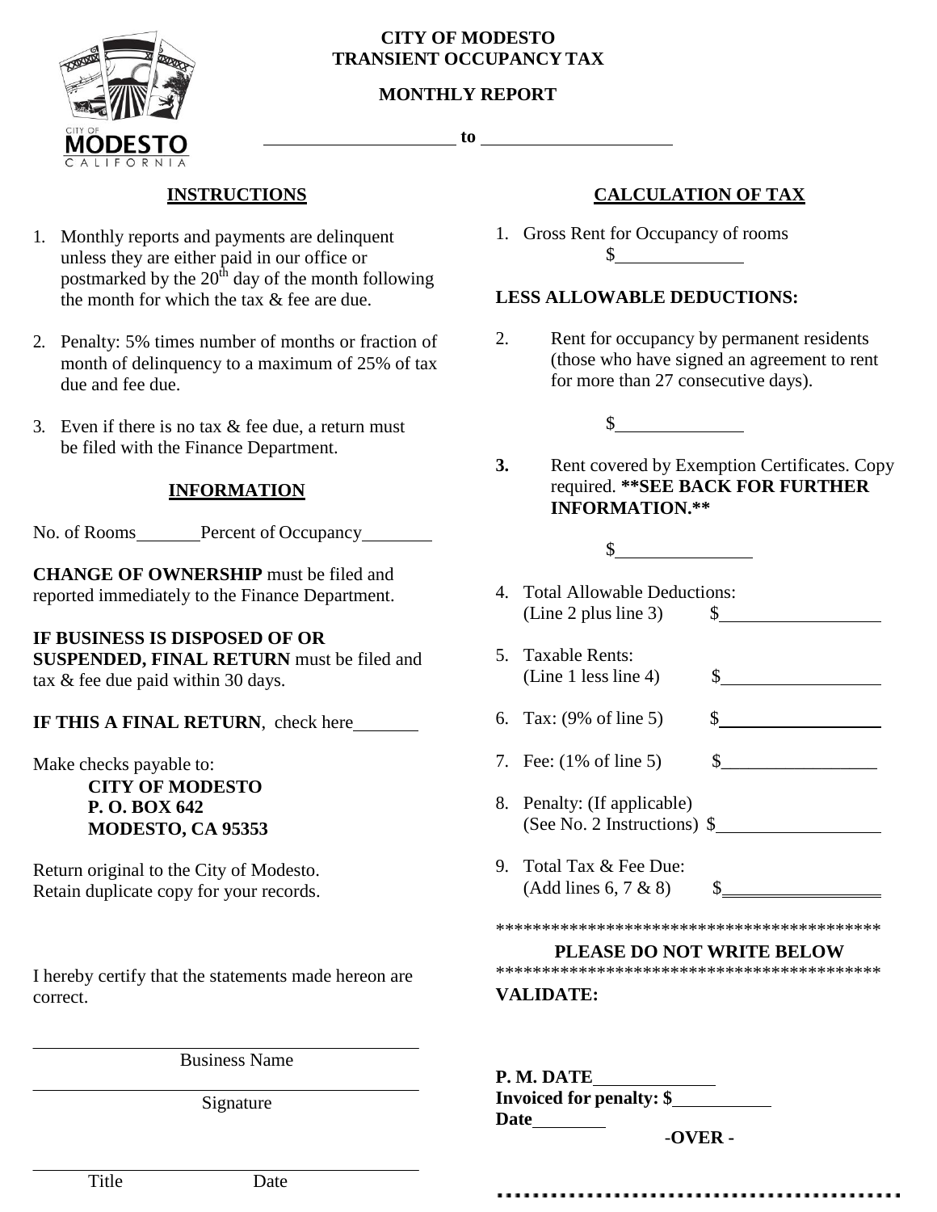# CITY OF MODESTO
# TRANSIENT OCCUPANCY TAX

## MONTHLY REPORT

\_\_\_\_\_\_\_\_\_\_\_\_\_\_\_\_\_\_\_\_ to \_\_\_\_\_\_\_\_\_\_\_\_\_\_\_\_\_\_\_\_

### INSTRUCTIONS

1. Monthly reports and payments are delinquent unless they are either paid in our office or postmarked by the 20th day of the month following the month for which the tax & fee are due.
2. Penalty: 5% times number of months or fraction of month of delinquency to a maximum of 25% of tax due and fee due.
3. Even if there is no tax & fee due, a return must be filed with the Finance Department.

### INFORMATION

No. of Rooms\_\_\_\_\_\_\_ Percent of Occupancy\_\_\_\_\_\_\_

**CHANGE OF OWNERSHIP** must be filed and reported immediately to the Finance Department.

**IF BUSINESS IS DISPOSED OF OR SUSPENDED, FINAL RETURN** must be filed and tax & fee due paid within 30 days.

**IF THIS A FINAL RETURN**, check here\_\_\_\_\_\_\_

Make checks payable to:

**CITY OF MODESTO**
**P. O. BOX 642**
**MODESTO, CA 95353**

Return original to the City of Modesto.
Retain duplicate copy for your records.

I hereby certify that the statements made hereon are correct.

\_\_\_\_\_\_\_\_\_\_\_\_\_\_\_\_\_\_\_\_\_\_\_\_\_\_\_\_\_\_\_\_\_\_\_\_
Business Name

\_\_\_\_\_\_\_\_\_\_\_\_\_\_\_\_\_\_\_\_\_\_\_\_\_\_\_\_\_\_\_\_\_\_\_\_
Signature

\_\_\_\_\_\_\_\_\_\_\_\_\_\_\_\_\_\_\_\_\_\_\_\_\_\_\_\_\_\_\_\_\_\_\_\_
Title Date

### CALCULATION OF TAX

1. Gross Rent for Occupancy of rooms
   $\_\_\_\_\_\_\_\_\_\_\_\_\_\_

**LESS ALLOWABLE DEDUCTIONS:**

2. Rent for occupancy by permanent residents (those who have signed an agreement to rent for more than 27 consecutive days).
   $\_\_\_\_\_\_\_\_\_\_\_\_\_\_
3. Rent covered by Exemption Certificates. Copy required. **\*\*SEE BACK FOR FURTHER INFORMATION.\*\***
   $\_\_\_\_\_\_\_\_\_\_\_\_\_\_
4. Total Allowable Deductions:
   (Line 2 plus line 3) $\_\_\_\_\_\_\_\_\_\_\_\_\_\_
5. Taxable Rents:
   (Line 1 less line 4) $\_\_\_\_\_\_\_\_\_\_\_\_\_\_
6. Tax: (9% of line 5) $\_\_\_\_\_\_\_\_\_\_\_\_\_\_
7. Fee: (1% of line 5) $\_\_\_\_\_\_\_\_\_\_\_\_\_\_
8. Penalty: (If applicable)
   (See No. 2 Instructions) $\_\_\_\_\_\_\_\_\_\_\_\_\_\_
9. Total Tax & Fee Due:
   (Add lines 6, 7 & 8) $\_\_\_\_\_\_\_\_\_\_\_\_\_\_

\*\*\*\*\*\*\*\*\*\*\*\*\*\*\*\*\*\*\*\*\*\*\*\*\*\*\*\*\*\*\*\*\*\*\*\*\*\*\*\*\*\*

**PLEASE DO NOT WRITE BELOW**

\*\*\*\*\*\*\*\*\*\*\*\*\*\*\*\*\*\*\*\*\*\*\*\*\*\*\*\*\*\*\*\*\*\*\*\*\*\*\*\*\*\*

**VALIDATE:**

**P. M. DATE**\_\_\_\_\_\_\_\_\_\_\_\_
**Invoiced for penalty: $**\_\_\_\_\_\_\_\_\_\_
**Date**\_\_\_\_\_\_\_\_

**-OVER -**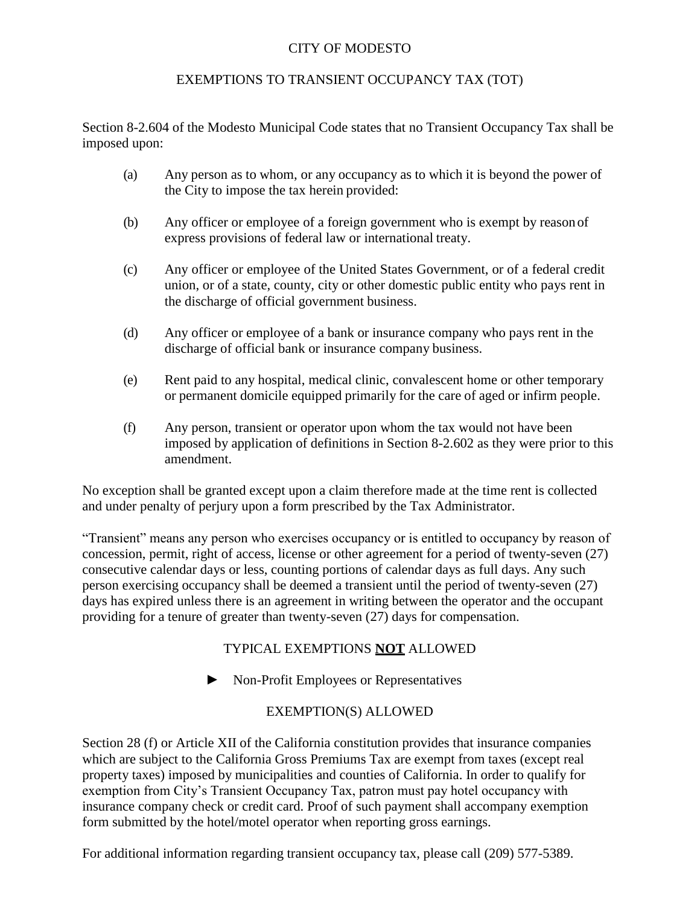# CITY OF MODESTO

## EXEMPTIONS TO TRANSIENT OCCUPANCY TAX (TOT)

Section 8-2.604 of the Modesto Municipal Code states that no Transient Occupancy Tax shall be imposed upon:

(a) Any person as to whom, or any occupancy as to which it is beyond the power of the City to impose the tax herein provided:

(b) Any officer or employee of a foreign government who is exempt by reason of express provisions of federal law or international treaty.

(c) Any officer or employee of the United States Government, or of a federal credit union, or of a state, county, city or other domestic public entity who pays rent in the discharge of official government business.

(d) Any officer or employee of a bank or insurance company who pays rent in the discharge of official bank or insurance company business.

(e) Rent paid to any hospital, medical clinic, convalescent home or other temporary or permanent domicile equipped primarily for the care of aged or infirm people.

(f) Any person, transient or operator upon whom the tax would not have been imposed by application of definitions in Section 8-2.602 as they were prior to this amendment.

No exception shall be granted except upon a claim therefore made at the time rent is collected and under penalty of perjury upon a form prescribed by the Tax Administrator.

"Transient" means any person who exercises occupancy or is entitled to occupancy by reason of concession, permit, right of access, license or other agreement for a period of twenty-seven (27) consecutive calendar days or less, counting portions of calendar days as full days. Any such person exercising occupancy shall be deemed a transient until the period of twenty-seven (27) days has expired unless there is an agreement in writing between the operator and the occupant providing for a tenure of greater than twenty-seven (27) days for compensation.

### TYPICAL EXEMPTIONS **NOT** ALLOWED

► Non-Profit Employees or Representatives

### EXEMPTION(S) ALLOWED

Section 28 (f) or Article XII of the California constitution provides that insurance companies which are subject to the California Gross Premiums Tax are exempt from taxes (except real property taxes) imposed by municipalities and counties of California. In order to qualify for exemption from City's Transient Occupancy Tax, patron must pay hotel occupancy with insurance company check or credit card. Proof of such payment shall accompany exemption form submitted by the hotel/motel operator when reporting gross earnings.

For additional information regarding transient occupancy tax, please call (209) 577-5389.